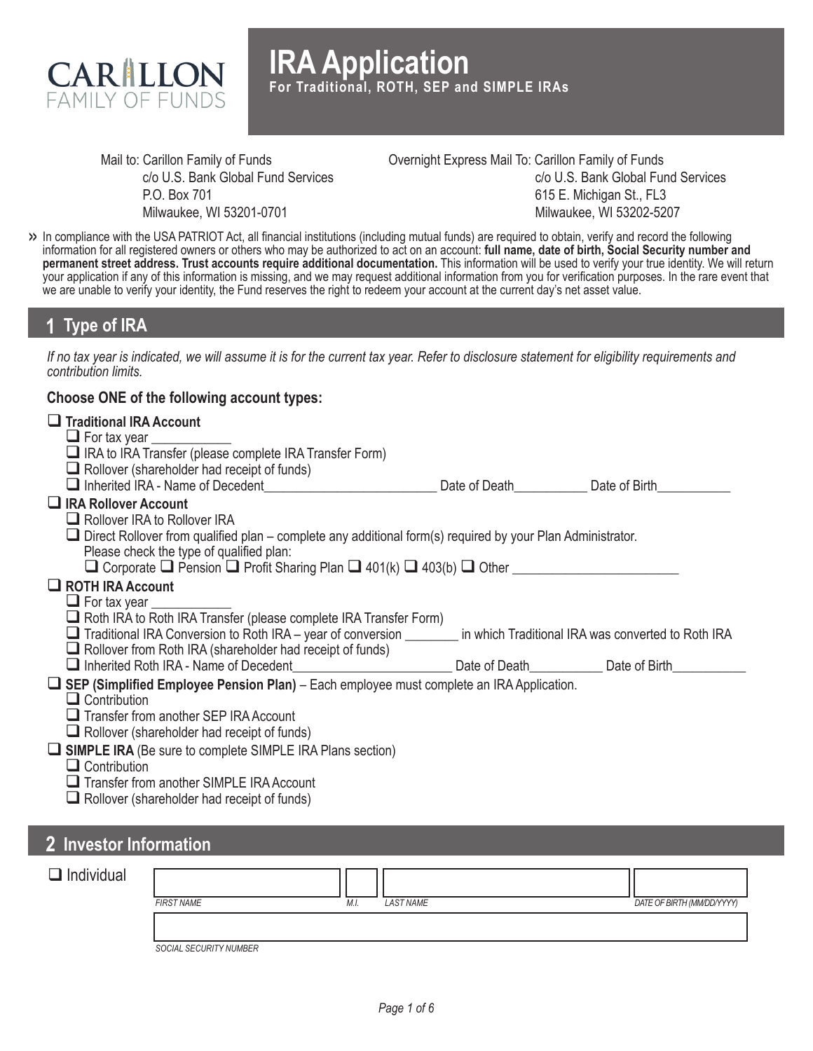# IRA Application

**For Traditional, ROTH, SEP and SIMPLE IRAs**

CARILLON FAMILY OF FUNDS

Mail to: Carillon Family of Funds
c/o U.S. Bank Global Fund Services
P.O. Box 701
Milwaukee, WI 53201-0701

Overnight Express Mail To: Carillon Family of Funds
c/o U.S. Bank Global Fund Services
615 E. Michigan St., FL3
Milwaukee, WI 53202-5207

» In compliance with the USA PATRIOT Act, all financial institutions (including mutual funds) are required to obtain, verify and record the following information for all registered owners or others who may be authorized to act on an account: **full name, date of birth, Social Security number and permanent street address. Trust accounts require additional documentation.** This information will be used to verify your true identity. We will return your application if any of this information is missing, and we may request additional information from you for verification purposes. In the rare event that we are unable to verify your identity, the Fund reserves the right to redeem your account at the current day's net asset value.

## 1 Type of IRA

*If no tax year is indicated, we will assume it is for the current tax year. Refer to disclosure statement for eligibility requirements and contribution limits.*

**Choose ONE of the following account types:**

- ☐ **Traditional IRA Account**
  - ☐ For tax year ___________
  - ☐ IRA to IRA Transfer (please complete IRA Transfer Form)
  - ☐ Rollover (shareholder had receipt of funds)
  - ☐ Inherited IRA - Name of Decedent_________________________ Date of Death__________ Date of Birth__________
- ☐ **IRA Rollover Account**
  - ☐ Rollover IRA to Rollover IRA
  - ☐ Direct Rollover from qualified plan – complete any additional form(s) required by your Plan Administrator.
    Please check the type of qualified plan:
    ☐ Corporate ☐ Pension ☐ Profit Sharing Plan ☐ 401(k) ☐ 403(b) ☐ Other ________________________
- ☐ **ROTH IRA Account**
  - ☐ For tax year ___________
  - ☐ Roth IRA to Roth IRA Transfer (please complete IRA Transfer Form)
  - ☐ Traditional IRA Conversion to Roth IRA – year of conversion ________ in which Traditional IRA was converted to Roth IRA
  - ☐ Rollover from Roth IRA (shareholder had receipt of funds)
  - ☐ Inherited Roth IRA - Name of Decedent_______________________ Date of Death__________ Date of Birth__________
- ☐ **SEP (Simplified Employee Pension Plan)** – Each employee must complete an IRA Application.
  - ☐ Contribution
  - ☐ Transfer from another SEP IRA Account
  - ☐ Rollover (shareholder had receipt of funds)
- ☐ **SIMPLE IRA** (Be sure to complete SIMPLE IRA Plans section)
  - ☐ Contribution
  - ☐ Transfer from another SIMPLE IRA Account
  - ☐ Rollover (shareholder had receipt of funds)

## 2 Investor Information

☐ Individual

| FIRST NAME | M.I. | LAST NAME | DATE OF BIRTH (MM/DD/YYYY) |
|---|---|---|---|
| | | | |

| SOCIAL SECURITY NUMBER |
|---|
| |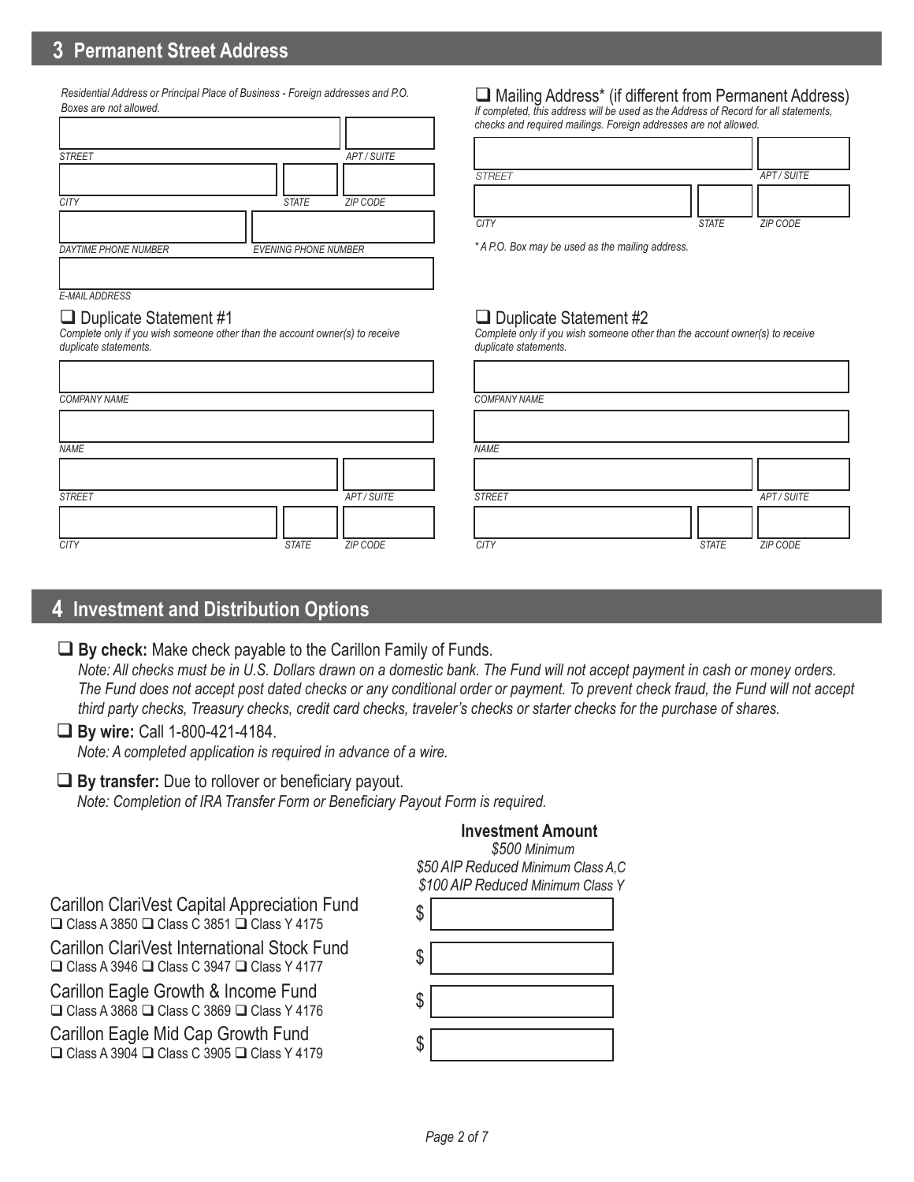## 3 Permanent Street Address

*Residential Address or Principal Place of Business - Foreign addresses and P.O. Boxes are not allowed.*

| | |
|---|---|
| *STREET* | *APT / SUITE* |

| | | |
|---|---|---|
| *CITY* | *STATE* | *ZIP CODE* |

| | |
|---|---|
| *DAYTIME PHONE NUMBER* | *EVENING PHONE NUMBER* |

*E-MAIL ADDRESS*

❑ Mailing Address* (if different from Permanent Address)

*If completed, this address will be used as the Address of Record for all statements, checks and required mailings. Foreign addresses are not allowed.*

| | |
|---|---|
| *STREET* | *APT / SUITE* |

| | | |
|---|---|---|
| *CITY* | *STATE* | *ZIP CODE* |

*\* A P.O. Box may be used as the mailing address.*

❑ Duplicate Statement #1

*Complete only if you wish someone other than the account owner(s) to receive duplicate statements.*

*COMPANY NAME*

*NAME*

| | |
|---|---|
| *STREET* | *APT / SUITE* |

| | | |
|---|---|---|
| *CITY* | *STATE* | *ZIP CODE* |

❑ Duplicate Statement #2

*Complete only if you wish someone other than the account owner(s) to receive duplicate statements.*

*COMPANY NAME*

*NAME*

| | |
|---|---|
| *STREET* | *APT / SUITE* |

| | | |
|---|---|---|
| *CITY* | *STATE* | *ZIP CODE* |

## 4 Investment and Distribution Options

❑ **By check:** Make check payable to the Carillon Family of Funds.
*Note: All checks must be in U.S. Dollars drawn on a domestic bank. The Fund will not accept payment in cash or money orders. The Fund does not accept post dated checks or any conditional order or payment. To prevent check fraud, the Fund will not accept third party checks, Treasury checks, credit card checks, traveler's checks or starter checks for the purchase of shares.*

❑ **By wire:** Call 1-800-421-4184.
*Note: A completed application is required in advance of a wire.*

❑ **By transfer:** Due to rollover or beneficiary payout.
*Note: Completion of IRA Transfer Form or Beneficiary Payout Form is required.*

| Fund | **Investment Amount**<br>*$500 Minimum*<br>*$50 AIP Reduced Minimum Class A,C*<br>*$100 AIP Reduced Minimum Class Y* |
|---|---|
| Carillon ClariVest Capital Appreciation Fund<br>❑ Class A 3850 ❑ Class C 3851 ❑ Class Y 4175 | $ |
| Carillon ClariVest International Stock Fund<br>❑ Class A 3946 ❑ Class C 3947 ❑ Class Y 4177 | $ |
| Carillon Eagle Growth & Income Fund<br>❑ Class A 3868 ❑ Class C 3869 ❑ Class Y 4176 | $ |
| Carillon Eagle Mid Cap Growth Fund<br>❑ Class A 3904 ❑ Class C 3905 ❑ Class Y 4179 | $ |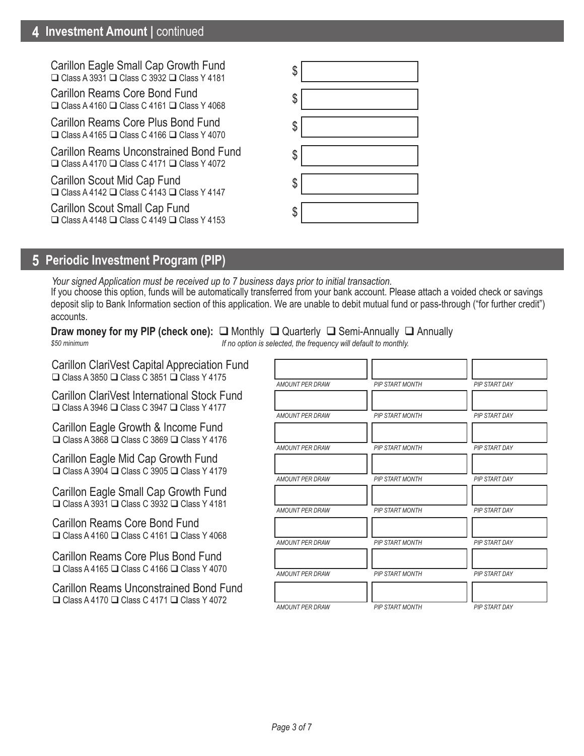## 4 Investment Amount | continued

| Fund | Amount |
|---|---|
| Carillon Eagle Small Cap Growth Fund<br>❑ Class A 3931 ❑ Class C 3932 ❑ Class Y 4181 | $ |
| Carillon Reams Core Bond Fund<br>❑ Class A 4160 ❑ Class C 4161 ❑ Class Y 4068 | $ |
| Carillon Reams Core Plus Bond Fund<br>❑ Class A 4165 ❑ Class C 4166 ❑ Class Y 4070 | $ |
| Carillon Reams Unconstrained Bond Fund<br>❑ Class A 4170 ❑ Class C 4171 ❑ Class Y 4072 | $ |
| Carillon Scout Mid Cap Fund<br>❑ Class A 4142 ❑ Class C 4143 ❑ Class Y 4147 | $ |
| Carillon Scout Small Cap Fund<br>❑ Class A 4148 ❑ Class C 4149 ❑ Class Y 4153 | $ |

## 5 Periodic Investment Program (PIP)

*Your signed Application must be received up to 7 business days prior to initial transaction.*

If you choose this option, funds will be automatically transferred from your bank account. Please attach a voided check or savings deposit slip to Bank Information section of this application. We are unable to debit mutual fund or pass-through ("for further credit") accounts.

**Draw money for my PIP (check one):** ❑ Monthly ❑ Quarterly ❑ Semi-Annually ❑ Annually

*$50 minimum*

*If no option is selected, the frequency will default to monthly.*

| Fund | AMOUNT PER DRAW | PIP START MONTH | PIP START DAY |
|---|---|---|---|
| Carillon ClariVest Capital Appreciation Fund<br>❑ Class A 3850 ❑ Class C 3851 ❑ Class Y 4175 | | | |
| Carillon ClariVest International Stock Fund<br>❑ Class A 3946 ❑ Class C 3947 ❑ Class Y 4177 | | | |
| Carillon Eagle Growth & Income Fund<br>❑ Class A 3868 ❑ Class C 3869 ❑ Class Y 4176 | | | |
| Carillon Eagle Mid Cap Growth Fund<br>❑ Class A 3904 ❑ Class C 3905 ❑ Class Y 4179 | | | |
| Carillon Eagle Small Cap Growth Fund<br>❑ Class A 3931 ❑ Class C 3932 ❑ Class Y 4181 | | | |
| Carillon Reams Core Bond Fund<br>❑ Class A 4160 ❑ Class C 4161 ❑ Class Y 4068 | | | |
| Carillon Reams Core Plus Bond Fund<br>❑ Class A 4165 ❑ Class C 4166 ❑ Class Y 4070 | | | |
| Carillon Reams Unconstrained Bond Fund<br>❑ Class A 4170 ❑ Class C 4171 ❑ Class Y 4072 | | | |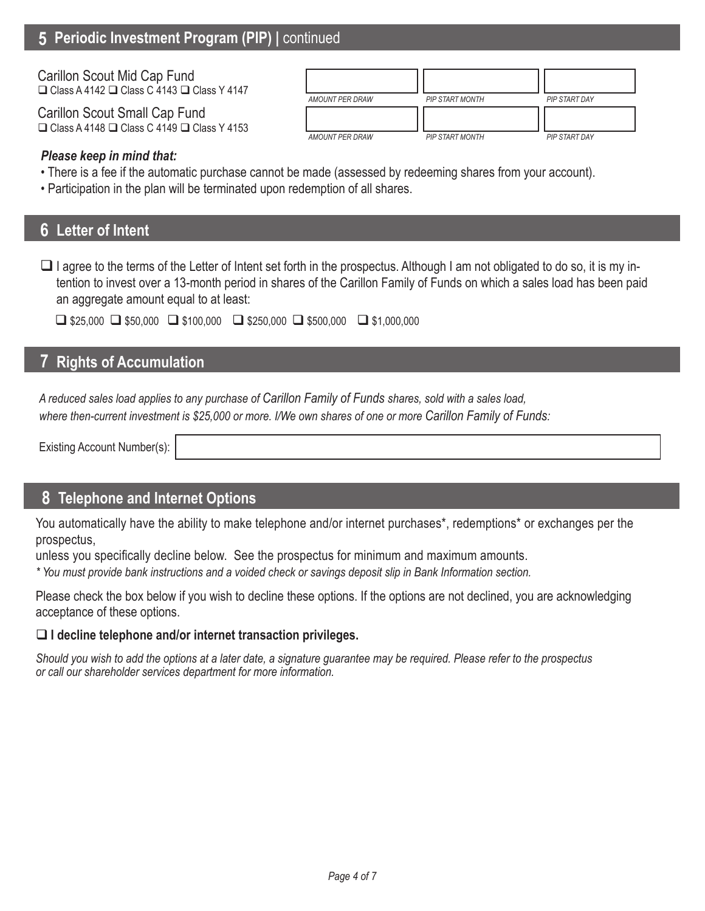## 5 Periodic Investment Program (PIP) | continued

| Fund | AMOUNT PER DRAW | PIP START MONTH | PIP START DAY |
| --- | --- | --- | --- |
| Carillon Scout Mid Cap Fund<br>❑ Class A 4142 ❑ Class C 4143 ❑ Class Y 4147 | | | |
| Carillon Scout Small Cap Fund<br>❑ Class A 4148 ❑ Class C 4149 ❑ Class Y 4153 | | | |

***Please keep in mind that:***

- There is a fee if the automatic purchase cannot be made (assessed by redeeming shares from your account).
- Participation in the plan will be terminated upon redemption of all shares.

## 6 Letter of Intent

❑ I agree to the terms of the Letter of Intent set forth in the prospectus. Although I am not obligated to do so, it is my intention to invest over a 13-month period in shares of the Carillon Family of Funds on which a sales load has been paid an aggregate amount equal to at least:

❑ $25,000 ❑ $50,000 ❑ $100,000 ❑ $250,000 ❑ $500,000 ❑ $1,000,000

## 7 Rights of Accumulation

*A reduced sales load applies to any purchase of Carillon Family of Funds shares, sold with a sales load, where then-current investment is $25,000 or more. I/We own shares of one or more Carillon Family of Funds:*

Existing Account Number(s): ____________________

## 8 Telephone and Internet Options

You automatically have the ability to make telephone and/or internet purchases*, redemptions* or exchanges per the prospectus,
unless you specifically decline below. See the prospectus for minimum and maximum amounts.

*\* You must provide bank instructions and a voided check or savings deposit slip in Bank Information section.*

Please check the box below if you wish to decline these options. If the options are not declined, you are acknowledging acceptance of these options.

**❑ I decline telephone and/or internet transaction privileges.**

*Should you wish to add the options at a later date, a signature guarantee may be required. Please refer to the prospectus or call our shareholder services department for more information.*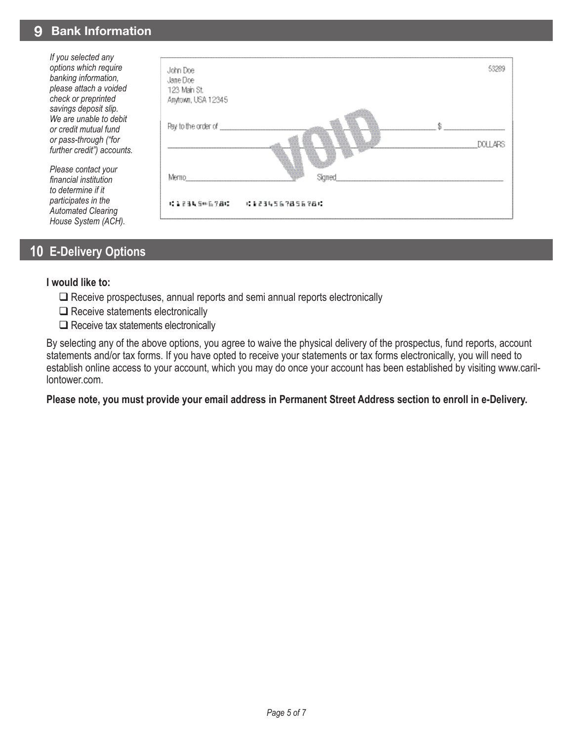## 9 Bank Information

*If you selected any options which require banking information, please attach a voided check or preprinted savings deposit slip. We are unable to debit or credit mutual fund or pass-through ("for further credit") accounts.*

*Please contact your financial institution to determine if it participates in the Automated Clearing House System (ACH).*

John Doe
Jane Doe
123 Main St.
Anytown, USA 12345

53289

Pay to the order of ______________________________ $ ____________

______________________________________________ DOLLARS

VOID

Memo______________________ Signed______________________________

⑆12345⑈678⑆ ⑆123456785678⑆

## 10 E-Delivery Options

**I would like to:**

- ☐ Receive prospectuses, annual reports and semi annual reports electronically
- ☐ Receive statements electronically
- ☐ Receive tax statements electronically

By selecting any of the above options, you agree to waive the physical delivery of the prospectus, fund reports, account statements and/or tax forms. If you have opted to receive your statements or tax forms electronically, you will need to establish online access to your account, which you may do once your account has been established by visiting www.carillontower.com.

**Please note, you must provide your email address in Permanent Street Address section to enroll in e-Delivery.**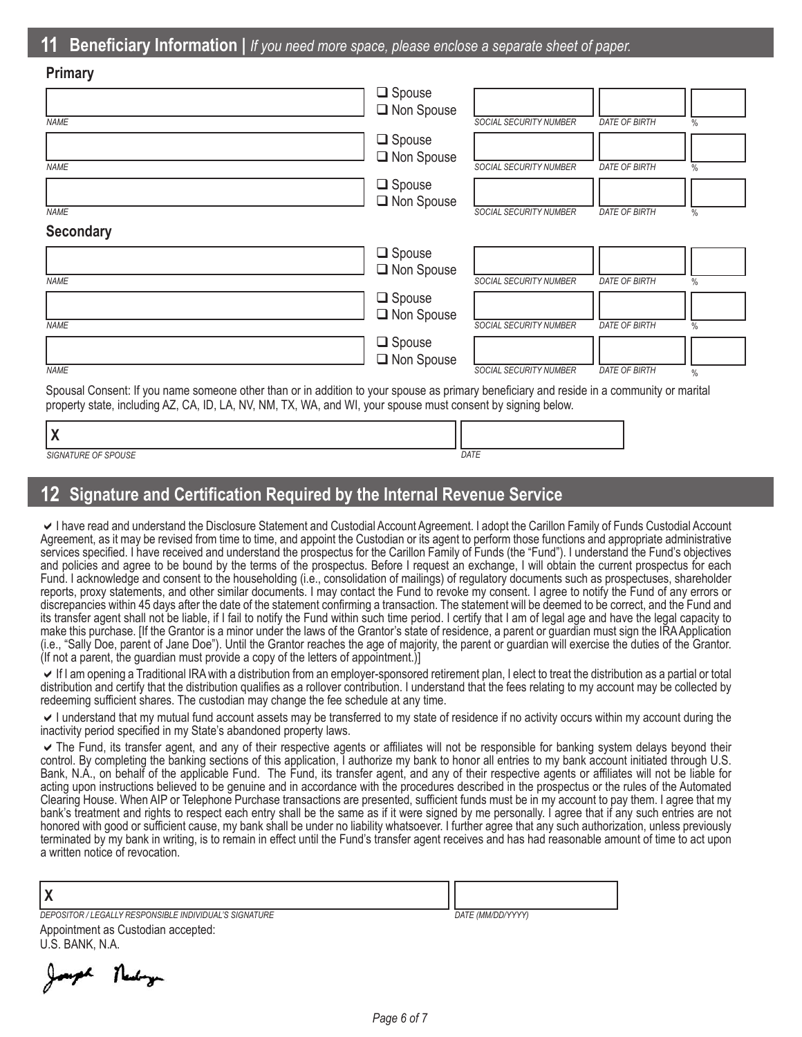## 11 Beneficiary Information | *If you need more space, please enclose a separate sheet of paper.*

### Primary

| NAME | | SOCIAL SECURITY NUMBER | DATE OF BIRTH | % |
|---|---|---|---|---|
| | ☐ Spouse ☐ Non Spouse | | | |
| | ☐ Spouse ☐ Non Spouse | | | |
| | ☐ Spouse ☐ Non Spouse | | | |

### Secondary

| NAME | | SOCIAL SECURITY NUMBER | DATE OF BIRTH | % |
|---|---|---|---|---|
| | ☐ Spouse ☐ Non Spouse | | | |
| | ☐ Spouse ☐ Non Spouse | | | |
| | ☐ Spouse ☐ Non Spouse | | | |

Spousal Consent: If you name someone other than or in addition to your spouse as primary beneficiary and reside in a community or marital property state, including AZ, CA, ID, LA, NV, NM, TX, WA, and WI, your spouse must consent by signing below.

X ______________________________ ______________

*SIGNATURE OF SPOUSE* *DATE*

## 12 Signature and Certification Required by the Internal Revenue Service

✔ I have read and understand the Disclosure Statement and Custodial Account Agreement. I adopt the Carillon Family of Funds Custodial Account Agreement, as it may be revised from time to time, and appoint the Custodian or its agent to perform those functions and appropriate administrative services specified. I have received and understand the prospectus for the Carillon Family of Funds (the "Fund"). I understand the Fund's objectives and policies and agree to be bound by the terms of the prospectus. Before I request an exchange, I will obtain the current prospectus for each Fund. I acknowledge and consent to the householding (i.e., consolidation of mailings) of regulatory documents such as prospectuses, shareholder reports, proxy statements, and other similar documents. I may contact the Fund to revoke my consent. I agree to notify the Fund of any errors or discrepancies within 45 days after the date of the statement confirming a transaction. The statement will be deemed to be correct, and the Fund and its transfer agent shall not be liable, if I fail to notify the Fund within such time period. I certify that I am of legal age and have the legal capacity to make this purchase. [If the Grantor is a minor under the laws of the Grantor's state of residence, a parent or guardian must sign the IRA Application (i.e., "Sally Doe, parent of Jane Doe"). Until the Grantor reaches the age of majority, the parent or guardian will exercise the duties of the Grantor. (If not a parent, the guardian must provide a copy of the letters of appointment.)]

✔ If I am opening a Traditional IRA with a distribution from an employer-sponsored retirement plan, I elect to treat the distribution as a partial or total distribution and certify that the distribution qualifies as a rollover contribution. I understand that the fees relating to my account may be collected by redeeming sufficient shares. The custodian may change the fee schedule at any time.

✔ I understand that my mutual fund account assets may be transferred to my state of residence if no activity occurs within my account during the inactivity period specified in my State's abandoned property laws.

✔ The Fund, its transfer agent, and any of their respective agents or affiliates will not be responsible for banking system delays beyond their control. By completing the banking sections of this application, I authorize my bank to honor all entries to my bank account initiated through U.S. Bank, N.A., on behalf of the applicable Fund. The Fund, its transfer agent, and any of their respective agents or affiliates will not be liable for acting upon instructions believed to be genuine and in accordance with the procedures described in the prospectus or the rules of the Automated Clearing House. When AIP or Telephone Purchase transactions are presented, sufficient funds must be in my account to pay them. I agree that my bank's treatment and rights to respect each entry shall be the same as if it were signed by me personally. I agree that if any such entries are not honored with good or sufficient cause, my bank shall be under no liability whatsoever. I further agree that any such authorization, unless previously terminated by my bank in writing, is to remain in effect until the Fund's transfer agent receives and has had reasonable amount of time to act upon a written notice of revocation.

X ______________________________ ______________

*DEPOSITOR / LEGALLY RESPONSIBLE INDIVIDUAL'S SIGNATURE* *DATE (MM/DD/YYYY)*

Appointment as Custodian accepted:
U.S. BANK, N.A.

Joseph Neuberger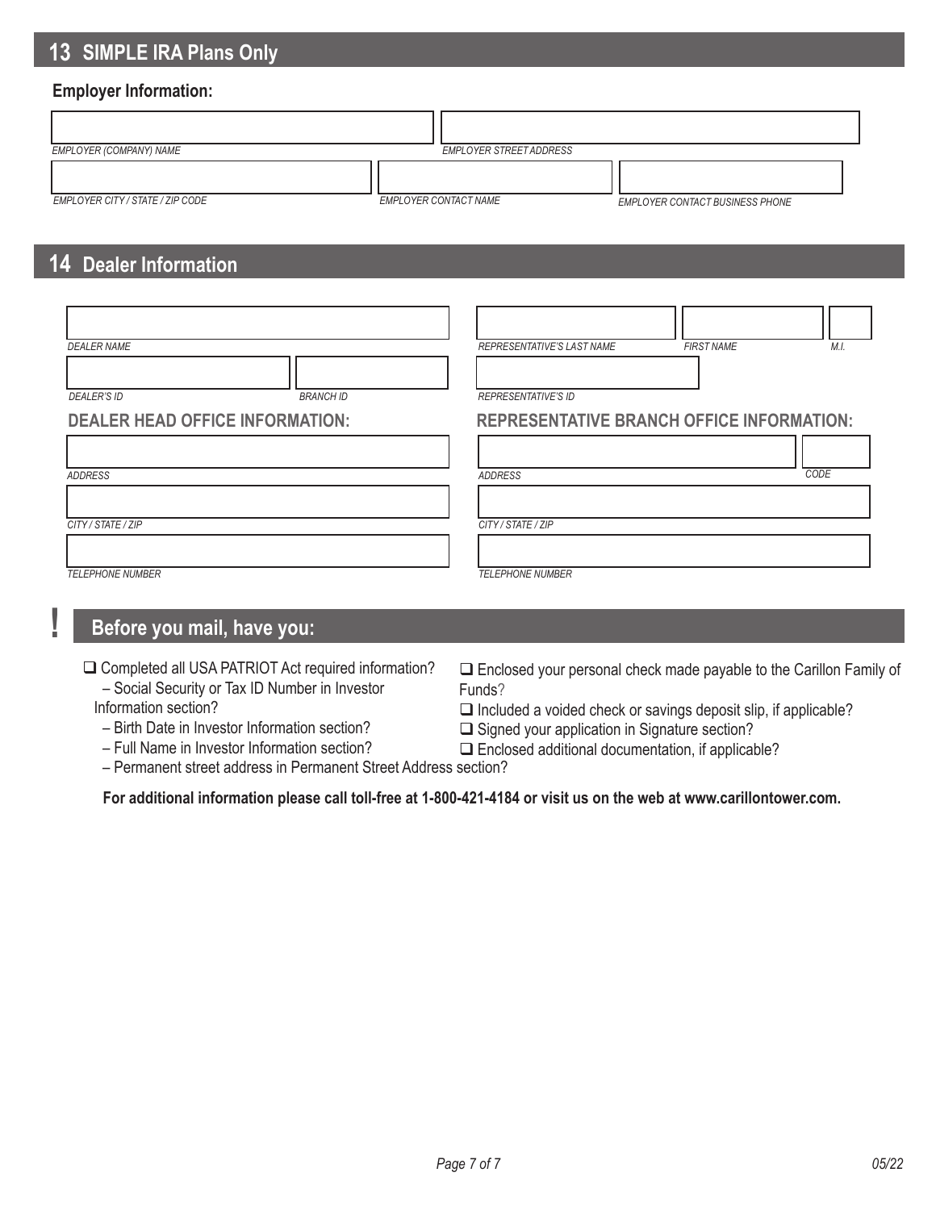## 13 SIMPLE IRA Plans Only

**Employer Information:**

EMPLOYER (COMPANY) NAME

EMPLOYER STREET ADDRESS

EMPLOYER CITY / STATE / ZIP CODE

EMPLOYER CONTACT NAME

EMPLOYER CONTACT BUSINESS PHONE

## 14 Dealer Information

DEALER NAME

DEALER'S ID

BRANCH ID

REPRESENTATIVE'S LAST NAME

FIRST NAME

M.I.

REPRESENTATIVE'S ID

**DEALER HEAD OFFICE INFORMATION:**

ADDRESS

CITY / STATE / ZIP

TELEPHONE NUMBER

**REPRESENTATIVE BRANCH OFFICE INFORMATION:**

ADDRESS

CODE

CITY / STATE / ZIP

TELEPHONE NUMBER

## ! Before you mail, have you:

- ❑ Completed all USA PATRIOT Act required information?
  - Social Security or Tax ID Number in Investor Information section?
  - Birth Date in Investor Information section?
  - Full Name in Investor Information section?
  - Permanent street address in Permanent Street Address section?
- ❑ Enclosed your personal check made payable to the Carillon Family of Funds?
- ❑ Included a voided check or savings deposit slip, if applicable?
- ❑ Signed your application in Signature section?
- ❑ Enclosed additional documentation, if applicable?

**For additional information please call toll-free at 1-800-421-4184 or visit us on the web at www.carillontower.com.**